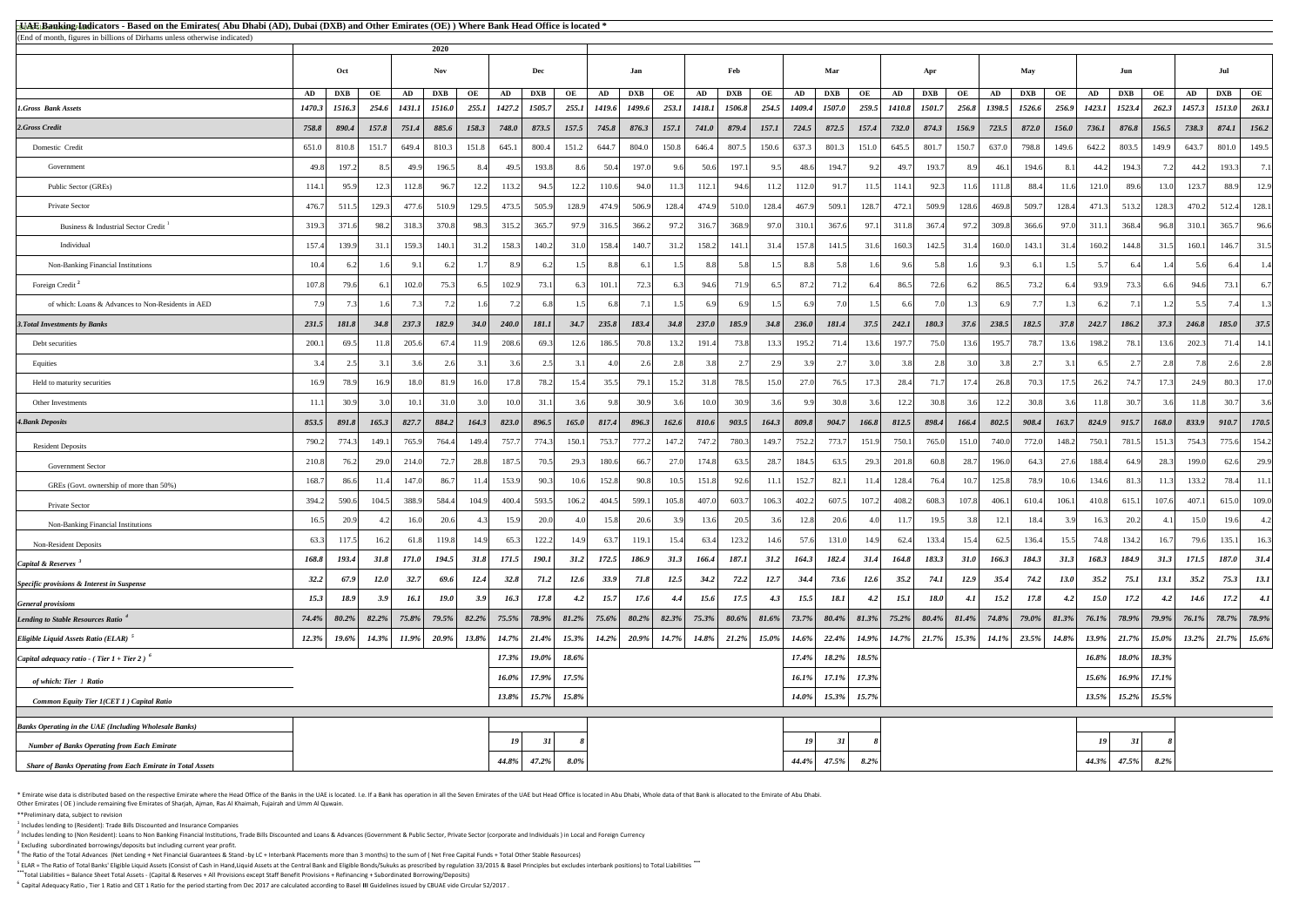# UAE Banking Indicators - Based on the Emirates( Abu Dhabi (AD), Dubai (DXB) and Other Emirates (OE) ) Where Bank Head Office is located *

(End of month, figures in billions of Dirhams unless otherwise indicated)

| | 2020 | | | | | | | | | | | | | | | | | | | | | | | | | | | | | |
|---|---|---|---|---|---|---|---|---|---|---|---|---|---|---|---|---|---|---|---|---|---|---|---|---|---|---|---|---|---|---|
| | Oct | | | Nov | | | Dec | | | Jan | | | Feb | | | Mar | | | Apr | | | May | | | Jun | | | Jul | | |
| | AD | DXB | OE | AD | DXB | OE | AD | DXB | OE | AD | DXB | OE | AD | DXB | OE | AD | DXB | OE | AD | DXB | OE | AD | DXB | OE | AD | DXB | OE | AD | DXB | OE |
| ***1.Gross Bank Assets*** | ***1470.3*** | ***1516.3*** | ***254.6*** | ***1431.1*** | ***1516.0*** | ***255.1*** | ***1427.2*** | ***1505.7*** | ***255.1*** | ***1419.6*** | ***1499.6*** | ***253.1*** | ***1418.1*** | ***1506.8*** | ***254.5*** | ***1409.4*** | ***1507.0*** | ***259.5*** | ***1410.8*** | ***1501.7*** | ***256.8*** | ***1398.5*** | ***1526.6*** | ***256.9*** | ***1423.1*** | ***1523.4*** | ***262.3*** | ***1457.3*** | ***1513.0*** | ***263.1*** |
| ***2.Gross Credit*** | ***758.8*** | ***890.4*** | ***157.8*** | ***751.4*** | ***885.6*** | ***158.3*** | ***748.0*** | ***873.5*** | ***157.5*** | ***745.8*** | ***876.3*** | ***157.1*** | ***741.0*** | ***879.4*** | ***157.1*** | ***724.5*** | ***872.5*** | ***157.4*** | ***732.0*** | ***874.3*** | ***156.9*** | ***723.5*** | ***872.0*** | ***156.0*** | ***736.1*** | ***876.8*** | ***156.5*** | ***738.3*** | ***874.1*** | ***156.2*** |
| Domestic Credit | 651.0 | 810.8 | 151.7 | 649.4 | 810.3 | 151.8 | 645.1 | 800.4 | 151.2 | 644.7 | 804.0 | 150.8 | 646.4 | 807.5 | 150.6 | 637.3 | 801.3 | 151.0 | 645.5 | 801.7 | 150.7 | 637.0 | 798.8 | 149.6 | 642.2 | 803.5 | 149.9 | 643.7 | 801.0 | 149.5 |
| Government | 49.8 | 197.2 | 8.5 | 49.9 | 196.5 | 8.4 | 49.5 | 193.8 | 8.6 | 50.4 | 197.0 | 9.6 | 50.6 | 197.1 | 9.5 | 48.6 | 194.7 | 9.2 | 49.7 | 193.7 | 8.9 | 46.1 | 194.6 | 8.1 | 44.2 | 194.3 | 7.2 | 44.2 | 193.3 | 7.1 |
| Public Sector (GREs) | 114.1 | 95.9 | 12.3 | 112.8 | 96.7 | 12.2 | 113.2 | 94.5 | 12.2 | 110.6 | 94.0 | 11.3 | 112.1 | 94.6 | 11.2 | 112.0 | 91.7 | 11.5 | 114.1 | 92.3 | 11.6 | 111.8 | 88.4 | 11.6 | 121.0 | 89.6 | 13.0 | 123.7 | 88.9 | 12.9 |
| Private Sector | 476.7 | 511.5 | 129.3 | 477.6 | 510.9 | 129.5 | 473.5 | 505.9 | 128.9 | 474.9 | 506.9 | 128.4 | 474.9 | 510.0 | 128.4 | 467.9 | 509.1 | 128.7 | 472.1 | 509.9 | 128.6 | 469.8 | 509.7 | 128.4 | 471.3 | 513.2 | 128.3 | 470.2 | 512.4 | 128.1 |
| Business & Industrial Sector Credit [1] | 319.3 | 371.6 | 98.2 | 318.3 | 370.8 | 98.3 | 315.2 | 365.7 | 97.9 | 316.5 | 366.2 | 97.2 | 316.7 | 368.9 | 97.0 | 310.1 | 367.6 | 97.1 | 311.8 | 367.4 | 97.2 | 309.8 | 366.6 | 97.0 | 311.1 | 368.4 | 96.8 | 310.1 | 365.7 | 96.6 |
| Individual | 157.4 | 139.9 | 31.1 | 159.3 | 140.1 | 31.2 | 158.3 | 140.2 | 31.0 | 158.4 | 140.7 | 31.2 | 158.2 | 141.1 | 31.4 | 157.8 | 141.5 | 31.6 | 160.3 | 142.5 | 31.4 | 160.0 | 143.1 | 31.4 | 160.2 | 144.8 | 31.5 | 160.1 | 146.7 | 31.5 |
| Non-Banking Financial Institutions | 10.4 | 6.2 | 1.6 | 9.1 | 6.2 | 1.7 | 8.9 | 6.2 | 1.5 | 8.8 | 6.1 | 1.5 | 8.8 | 5.8 | 1.5 | 8.8 | 5.8 | 1.6 | 9.6 | 5.8 | 1.6 | 9.3 | 6.1 | 1.5 | 5.7 | 6.4 | 1.4 | 5.6 | 6.4 | 1.4 |
| Foreign Credit [2] | 107.8 | 79.6 | 6.1 | 102.0 | 75.3 | 6.5 | 102.9 | 73.1 | 6.3 | 101.1 | 72.3 | 6.3 | 94.6 | 71.9 | 6.5 | 87.2 | 71.2 | 6.4 | 86.5 | 72.6 | 6.2 | 86.5 | 73.2 | 6.4 | 93.9 | 73.3 | 6.6 | 94.6 | 73.1 | 6.7 |
| of which: Loans & Advances to Non-Residents in AED | 7.9 | 7.3 | 1.6 | 7.3 | 7.2 | 1.6 | 7.2 | 6.8 | 1.5 | 6.8 | 7.1 | 1.5 | 6.9 | 6.9 | 1.5 | 6.9 | 7.0 | 1.5 | 6.6 | 7.0 | 1.3 | 6.9 | 7.7 | 1.3 | 6.2 | 7.1 | 1.2 | 5.5 | 7.4 | 1.3 |
| ***3.Total Investments by Banks*** | ***231.5*** | ***181.8*** | ***34.8*** | ***237.3*** | ***182.9*** | ***34.0*** | ***240.0*** | ***181.1*** | ***34.7*** | ***235.8*** | ***183.4*** | ***34.8*** | ***237.0*** | ***185.9*** | ***34.8*** | ***236.0*** | ***181.4*** | ***37.5*** | ***242.1*** | ***180.3*** | ***37.6*** | ***238.5*** | ***182.5*** | ***37.8*** | ***242.7*** | ***186.2*** | ***37.3*** | ***246.8*** | ***185.0*** | ***37.5*** |
| Debt securities | 200.1 | 69.5 | 11.8 | 205.6 | 67.4 | 11.9 | 208.6 | 69.3 | 12.6 | 186.5 | 70.8 | 13.2 | 191.4 | 73.8 | 13.3 | 195.2 | 71.4 | 13.6 | 197.7 | 75.0 | 13.6 | 195.7 | 78.7 | 13.6 | 198.2 | 78.1 | 13.6 | 202.3 | 71.4 | 14.1 |
| Equities | 3.4 | 2.5 | 3.1 | 3.6 | 2.6 | 3.1 | 3.6 | 2.5 | 3.1 | 4.0 | 2.6 | 2.8 | 3.8 | 2.7 | 2.9 | 3.9 | 2.7 | 3.0 | 3.8 | 2.8 | 3.0 | 3.8 | 2.7 | 3.1 | 6.5 | 2.7 | 2.8 | 7.8 | 2.6 | 2.8 |
| Held to maturity securities | 16.9 | 78.9 | 16.9 | 18.0 | 81.9 | 16.0 | 17.8 | 78.2 | 15.4 | 35.5 | 79.1 | 15.2 | 31.8 | 78.5 | 15.0 | 27.0 | 76.5 | 17.3 | 28.4 | 71.7 | 17.4 | 26.8 | 70.3 | 17.5 | 26.2 | 74.7 | 17.3 | 24.9 | 80.3 | 17.0 |
| Other Investments | 11.1 | 30.9 | 3.0 | 10.1 | 31.0 | 3.0 | 10.0 | 31.1 | 3.6 | 9.8 | 30.9 | 3.6 | 10.0 | 30.9 | 3.6 | 9.9 | 30.8 | 3.6 | 12.2 | 30.8 | 3.6 | 12.2 | 30.8 | 3.6 | 11.8 | 30.7 | 3.6 | 11.8 | 30.7 | 3.6 |
| ***4.Bank Deposits*** | ***853.5*** | ***891.8*** | ***165.3*** | ***827.7*** | ***884.2*** | ***164.3*** | ***823.0*** | ***896.5*** | ***165.0*** | ***817.4*** | ***896.3*** | ***162.6*** | ***810.6*** | ***903.5*** | ***164.3*** | ***809.8*** | ***904.7*** | ***166.8*** | ***812.5*** | ***898.4*** | ***166.4*** | ***802.5*** | ***908.4*** | ***163.7*** | ***824.9*** | ***915.7*** | ***168.0*** | ***833.9*** | ***910.7*** | ***170.5*** |
| Resident Deposits | 790.2 | 774.3 | 149.1 | 765.9 | 764.4 | 149.4 | 757.7 | 774.3 | 150.1 | 753.7 | 777.2 | 147.2 | 747.2 | 780.3 | 149.7 | 752.2 | 773.7 | 151.9 | 750.1 | 765.0 | 151.0 | 740.0 | 772.0 | 148.2 | 750.1 | 781.5 | 151.3 | 754.3 | 775.6 | 154.2 |
| Government Sector | 210.8 | 76.2 | 29.0 | 214.0 | 72.7 | 28.8 | 187.5 | 70.5 | 29.3 | 180.6 | 66.7 | 27.0 | 174.8 | 63.5 | 28.7 | 184.5 | 63.5 | 29.3 | 201.8 | 60.8 | 28.7 | 196.0 | 64.3 | 27.6 | 188.4 | 64.9 | 28.3 | 199.0 | 62.6 | 29.9 |
| GREs (Govt. ownership of more than 50%) | 168.7 | 86.6 | 11.4 | 147.0 | 86.7 | 11.4 | 153.9 | 90.3 | 10.6 | 152.8 | 90.8 | 10.5 | 151.8 | 92.6 | 11.1 | 152.7 | 82.1 | 11.4 | 128.4 | 76.4 | 10.7 | 125.8 | 78.9 | 10.6 | 134.6 | 81.3 | 11.3 | 133.2 | 78.4 | 11.1 |
| Private Sector | 394.2 | 590.6 | 104.5 | 388.9 | 584.4 | 104.9 | 400.4 | 593.5 | 106.2 | 404.5 | 599.1 | 105.8 | 407.0 | 603.7 | 106.3 | 402.2 | 607.5 | 107.2 | 408.2 | 608.3 | 107.8 | 406.1 | 610.4 | 106.1 | 410.8 | 615.1 | 107.6 | 407.1 | 615.0 | 109.0 |
| Non-Banking Financial Institutions | 16.5 | 20.9 | 4.2 | 16.0 | 20.6 | 4.3 | 15.9 | 20.0 | 4.0 | 15.8 | 20.6 | 3.9 | 13.6 | 20.5 | 3.6 | 12.8 | 20.6 | 4.0 | 11.7 | 19.5 | 3.8 | 12.1 | 18.4 | 3.9 | 16.3 | 20.2 | 4.1 | 15.0 | 19.6 | 4.2 |
| Non-Resident Deposits | 63.3 | 117.5 | 16.2 | 61.8 | 119.8 | 14.9 | 65.3 | 122.2 | 14.9 | 63.7 | 119.1 | 15.4 | 63.4 | 123.2 | 14.6 | 57.6 | 131.0 | 14.9 | 62.4 | 133.4 | 15.4 | 62.5 | 136.4 | 15.5 | 74.8 | 134.2 | 16.7 | 79.6 | 135.1 | 16.3 |
| ***Capital & Reserves [3]*** | ***168.8*** | ***193.4*** | ***31.8*** | ***171.0*** | ***194.5*** | ***31.8*** | ***171.5*** | ***190.1*** | ***31.2*** | ***172.5*** | ***186.9*** | ***31.3*** | ***166.4*** | ***187.1*** | ***31.2*** | ***164.3*** | ***182.4*** | ***31.4*** | ***164.8*** | ***183.3*** | ***31.0*** | ***166.3*** | ***184.3*** | ***31.3*** | ***168.3*** | ***184.9*** | ***31.3*** | ***171.5*** | ***187.0*** | ***31.4*** |
| ***Specific provisions & Interest in Suspense*** | ***32.2*** | ***67.9*** | ***12.0*** | ***32.7*** | ***69.6*** | ***12.4*** | ***32.8*** | ***71.2*** | ***12.6*** | ***33.9*** | ***71.8*** | ***12.5*** | ***34.2*** | ***72.2*** | ***12.7*** | ***34.4*** | ***73.6*** | ***12.6*** | ***35.2*** | ***74.1*** | ***12.9*** | ***35.4*** | ***74.2*** | ***13.0*** | ***35.2*** | ***75.1*** | ***13.1*** | ***35.2*** | ***75.3*** | ***13.1*** |
| ***General provisions*** | ***15.3*** | ***18.9*** | ***3.9*** | ***16.1*** | ***19.0*** | ***3.9*** | ***16.3*** | ***17.8*** | ***4.2*** | ***15.7*** | ***17.6*** | ***4.4*** | ***15.6*** | ***17.5*** | ***4.3*** | ***15.5*** | ***18.1*** | ***4.2*** | ***15.1*** | ***18.0*** | ***4.1*** | ***15.2*** | ***17.8*** | ***4.2*** | ***15.0*** | ***17.2*** | ***4.2*** | ***14.6*** | ***17.2*** | ***4.1*** |
| ***Lending to Stable Resources Ratio [4]*** | ***74.4%*** | ***80.2%*** | ***82.2%*** | ***75.8%*** | ***79.5%*** | ***82.2%*** | ***75.5%*** | ***78.9%*** | ***81.2%*** | ***75.6%*** | ***80.2%*** | ***82.3%*** | ***75.3%*** | ***80.6%*** | ***81.6%*** | ***73.7%*** | ***80.4%*** | ***81.3%*** | ***75.2%*** | ***80.4%*** | ***81.4%*** | ***74.8%*** | ***79.0%*** | ***81.3%*** | ***76.1%*** | ***78.9%*** | ***79.9%*** | ***76.1%*** | ***78.7%*** | ***78.9%*** |
| ***Eligible Liquid Assets Ratio (ELAR) [5]*** | ***12.3%*** | ***19.6%*** | ***14.3%*** | ***11.9%*** | ***20.9%*** | ***13.8%*** | ***14.7%*** | ***21.4%*** | ***15.3%*** | ***14.2%*** | ***20.9%*** | ***14.7%*** | ***14.8%*** | ***21.2%*** | ***15.0%*** | ***14.6%*** | ***22.4%*** | ***14.9%*** | ***14.7%*** | ***21.7%*** | ***15.3%*** | ***14.1%*** | ***23.5%*** | ***14.8%*** | ***13.9%*** | ***21.7%*** | ***15.0%*** | ***13.2%*** | ***21.7%*** | ***15.6%*** |
| ***Capital adequacy ratio - ( Tier 1 + Tier 2 ) [6]*** | | | | | | | ***17.3%*** | ***19.0%*** | ***18.6%*** | | | | | | | ***17.4%*** | ***18.2%*** | ***18.5%*** | | | | | | | ***16.8%*** | ***18.0%*** | ***18.3%*** | | | |
| ***of which: Tier 1 Ratio*** | | | | | | | ***16.0%*** | ***17.9%*** | ***17.5%*** | | | | | | | ***16.1%*** | ***17.1%*** | ***17.3%*** | | | | | | | ***15.6%*** | ***16.9%*** | ***17.1%*** | | | |
| ***Common Equity Tier 1(CET 1 ) Capital Ratio*** | | | | | | | ***13.8%*** | ***15.7%*** | ***15.8%*** | | | | | | | ***14.0%*** | ***15.3%*** | ***15.7%*** | | | | | | | ***13.5%*** | ***15.2%*** | ***15.5%*** | | | |
| ***Banks Operating in the UAE (Including Wholesale Banks)*** | | | | | | | | | | | | | | | | | | | | | | | | | | | | | | |
| ***Number of Banks Operating from Each Emirate*** | | | | | | | ***19*** | ***31*** | ***8*** | | | | | | | ***19*** | ***31*** | ***8*** | | | | | | | ***19*** | ***31*** | ***8*** | | | |
| ***Share of Banks Operating from Each Emirate in Total Assets*** | | | | | | | ***44.8%*** | ***47.2%*** | ***8.0%*** | | | | | | | ***44.4%*** | ***47.5%*** | ***8.2%*** | | | | | | | ***44.3%*** | ***47.5%*** | ***8.2%*** | | | |

\* Emirate wise data is distributed based on the respective Emirate where the Head Office of the Banks in the UAE is located. I.e. If a Bank has operation in all the Seven Emirates of the UAE but Head Office is located in Abu Dhabi, Whole data of that Bank is allocated to the Emirate of Abu Dhabi.
Other Emirates ( OE ) include remaining five Emirates of Sharjah, Ajman, Ras Al Khaimah, Fujairah and Umm Al Quwain.

\*\*Preliminary data, subject to revision

[1] Includes lending to (Resident): Trade Bills Discounted and Insurance Companies

[2] Includes lending to (Non Resident): Loans to Non Banking Financial Institutions, Trade Bills Discounted and Loans & Advances (Government & Public Sector, Private Sector (corporate and Individuals ) in Local and Foreign Currency

[3] Excluding subordinated borrowings/deposits but including current year profit.

[4] The Ratio of the Total Advances (Net Lending + Net Financial Guarantees & Stand -by LC + Interbank Placements more than 3 months) to the sum of ( Net Free Capital Funds + Total Other Stable Resources)

[5] ELAR = The Ratio of Total Banks' Eligible Liquid Assets (Consist of Cash in Hand,Liquid Assets at the Central Bank and Eligible Bonds/Sukuks as prescribed by regulation 33/2015 & Basel Principles but excludes interbank positions) to Total Liabilities \*\*\*

\*\*\*Total Liabilities = Balance Sheet Total Assets - (Capital & Reserves + All Provisions except Staff Benefit Provisions + Refinancing + Subordinated Borrowing/Deposits)

[6] Capital Adequacy Ratio , Tier 1 Ratio and CET 1 Ratio for the period starting from Dec 2017 are calculated according to Basel III Guidelines issued by CBUAE vide Circular 52/2017 .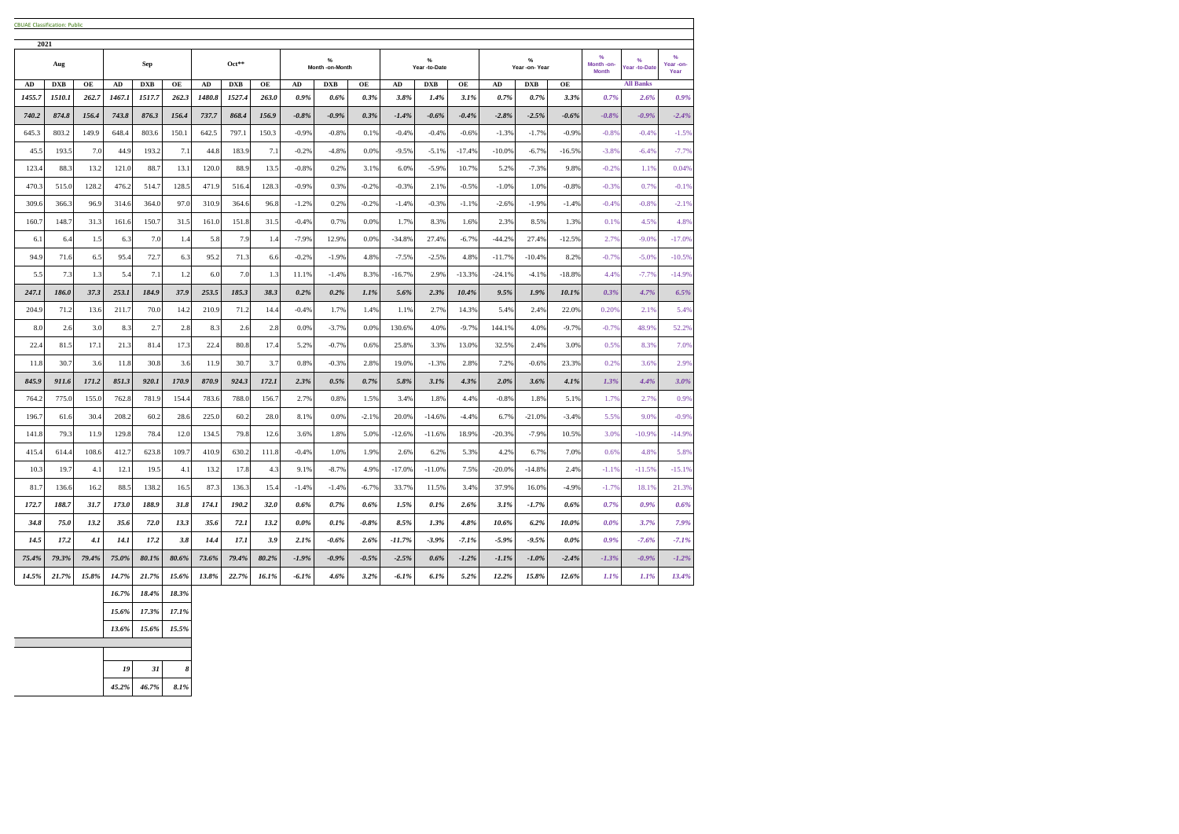CBUAE Classification: Public

**2021**

| Aug | | | Sep | | | Oct** | | | % Month -on-Month | | | % Year -to-Date | | | % Year -on- Year | | | % Month -on-Month | % Year -to-Date | % Year -on-Year |
|---|---|---|---|---|---|---|---|---|---|---|---|---|---|---|---|---|---|---|---|---|
| AD | DXB | OE | AD | DXB | OE | AD | DXB | OE | AD | DXB | OE | AD | DXB | OE | AD | DXB | OE | All Banks | | |
| *1455.7* | *1510.1* | *262.7* | *1467.1* | *1517.7* | *262.3* | *1480.8* | *1527.4* | *263.0* | *0.9%* | *0.6%* | *0.3%* | *3.8%* | *1.4%* | *3.1%* | *0.7%* | *0.7%* | *3.3%* | *0.7%* | *2.6%* | *0.9%* |
| *740.2* | *874.8* | *156.4* | *743.8* | *876.3* | *156.4* | *737.7* | *868.4* | *156.9* | *-0.8%* | *-0.9%* | *0.3%* | *-1.4%* | *-0.6%* | *-0.4%* | *-2.8%* | *-2.5%* | *-0.6%* | *-0.8%* | *-0.9%* | *-2.4%* |
| 645.3 | 803.2 | 149.9 | 648.4 | 803.6 | 150.1 | 642.5 | 797.1 | 150.3 | -0.9% | -0.8% | 0.1% | -0.4% | -0.4% | -0.6% | -1.3% | -1.7% | -0.9% | -0.8% | -0.4% | -1.5% |
| 45.5 | 193.5 | 7.0 | 44.9 | 193.2 | 7.1 | 44.8 | 183.9 | 7.1 | -0.2% | -4.8% | 0.0% | -9.5% | -5.1% | -17.4% | -10.0% | -6.7% | -16.5% | -3.8% | -6.4% | -7.7% |
| 123.4 | 88.3 | 13.2 | 121.0 | 88.7 | 13.1 | 120.0 | 88.9 | 13.5 | -0.8% | 0.2% | 3.1% | 6.0% | -5.9% | 10.7% | 5.2% | -7.3% | 9.8% | -0.2% | 1.1% | 0.04% |
| 470.3 | 515.0 | 128.2 | 476.2 | 514.7 | 128.5 | 471.9 | 516.4 | 128.3 | -0.9% | 0.3% | -0.2% | -0.3% | 2.1% | -0.5% | -1.0% | 1.0% | -0.8% | -0.3% | 0.7% | -0.1% |
| 309.6 | 366.3 | 96.9 | 314.6 | 364.0 | 97.0 | 310.9 | 364.6 | 96.8 | -1.2% | 0.2% | -0.2% | -1.4% | -0.3% | -1.1% | -2.6% | -1.9% | -1.4% | -0.4% | -0.8% | -2.1% |
| 160.7 | 148.7 | 31.3 | 161.6 | 150.7 | 31.5 | 161.0 | 151.8 | 31.5 | -0.4% | 0.7% | 0.0% | 1.7% | 8.3% | 1.6% | 2.3% | 8.5% | 1.3% | 0.1% | 4.5% | 4.8% |
| 6.1 | 6.4 | 1.5 | 6.3 | 7.0 | 1.4 | 5.8 | 7.9 | 1.4 | -7.9% | 12.9% | 0.0% | -34.8% | 27.4% | -6.7% | -44.2% | 27.4% | -12.5% | 2.7% | -9.0% | -17.0% |
| 94.9 | 71.6 | 6.5 | 95.4 | 72.7 | 6.3 | 95.2 | 71.3 | 6.6 | -0.2% | -1.9% | 4.8% | -7.5% | -2.5% | 4.8% | -11.7% | -10.4% | 8.2% | -0.7% | -5.0% | -10.5% |
| 5.5 | 7.3 | 1.3 | 5.4 | 7.1 | 1.2 | 6.0 | 7.0 | 1.3 | 11.1% | -1.4% | 8.3% | -16.7% | 2.9% | -13.3% | -24.1% | -4.1% | -18.8% | 4.4% | -7.7% | -14.9% |
| *247.1* | *186.0* | *37.3* | *253.1* | *184.9* | *37.9* | *253.5* | *185.3* | *38.3* | *0.2%* | *0.2%* | *1.1%* | *5.6%* | *2.3%* | *10.4%* | *9.5%* | *1.9%* | *10.1%* | *0.3%* | *4.7%* | *6.5%* |
| 204.9 | 71.2 | 13.6 | 211.7 | 70.0 | 14.2 | 210.9 | 71.2 | 14.4 | -0.4% | 1.7% | 1.4% | 1.1% | 2.7% | 14.3% | 5.4% | 2.4% | 22.0% | 0.20% | 2.1% | 5.4% |
| 8.0 | 2.6 | 3.0 | 8.3 | 2.7 | 2.8 | 8.3 | 2.6 | 2.8 | 0.0% | -3.7% | 0.0% | 130.6% | 4.0% | -9.7% | 144.1% | 4.0% | -9.7% | -0.7% | 48.9% | 52.2% |
| 22.4 | 81.5 | 17.1 | 21.3 | 81.4 | 17.3 | 22.4 | 80.8 | 17.4 | 5.2% | -0.7% | 0.6% | 25.8% | 3.3% | 13.0% | 32.5% | 2.4% | 3.0% | 0.5% | 8.3% | 7.0% |
| 11.8 | 30.7 | 3.6 | 11.8 | 30.8 | 3.6 | 11.9 | 30.7 | 3.7 | 0.8% | -0.3% | 2.8% | 19.0% | -1.3% | 2.8% | 7.2% | -0.6% | 23.3% | 0.2% | 3.6% | 2.9% |
| *845.9* | *911.6* | *171.2* | *851.3* | *920.1* | *170.9* | *870.9* | *924.3* | *172.1* | *2.3%* | *0.5%* | *0.7%* | *5.8%* | *3.1%* | *4.3%* | *2.0%* | *3.6%* | *4.1%* | *1.3%* | *4.4%* | *3.0%* |
| 764.2 | 775.0 | 155.0 | 762.8 | 781.9 | 154.4 | 783.6 | 788.0 | 156.7 | 2.7% | 0.8% | 1.5% | 3.4% | 1.8% | 4.4% | -0.8% | 1.8% | 5.1% | 1.7% | 2.7% | 0.9% |
| 196.7 | 61.6 | 30.4 | 208.2 | 60.2 | 28.6 | 225.0 | 60.2 | 28.0 | 8.1% | 0.0% | -2.1% | 20.0% | -14.6% | -4.4% | 6.7% | -21.0% | -3.4% | 5.5% | 9.0% | -0.9% |
| 141.8 | 79.3 | 11.9 | 129.8 | 78.4 | 12.0 | 134.5 | 79.8 | 12.6 | 3.6% | 1.8% | 5.0% | -12.6% | -11.6% | 18.9% | -20.3% | -7.9% | 10.5% | 3.0% | -10.9% | -14.9% |
| 415.4 | 614.4 | 108.6 | 412.7 | 623.8 | 109.7 | 410.9 | 630.2 | 111.8 | -0.4% | 1.0% | 1.9% | 2.6% | 6.2% | 5.3% | 4.2% | 6.7% | 7.0% | 0.6% | 4.8% | 5.8% |
| 10.3 | 19.7 | 4.1 | 12.1 | 19.5 | 4.1 | 13.2 | 17.8 | 4.3 | 9.1% | -8.7% | 4.9% | -17.0% | -11.0% | 7.5% | -20.0% | -14.8% | 2.4% | -1.1% | -11.5% | -15.1% |
| 81.7 | 136.6 | 16.2 | 88.5 | 138.2 | 16.5 | 87.3 | 136.3 | 15.4 | -1.4% | -1.4% | -6.7% | 33.7% | 11.5% | 3.4% | 37.9% | 16.0% | -4.9% | -1.7% | 18.1% | 21.3% |
| *172.7* | *188.7* | *31.7* | *173.0* | *188.9* | *31.8* | *174.1* | *190.2* | *32.0* | *0.6%* | *0.7%* | *0.6%* | *1.5%* | *0.1%* | *2.6%* | *3.1%* | *-1.7%* | *0.6%* | *0.7%* | *0.9%* | *0.6%* |
| *34.8* | *75.0* | *13.2* | *35.6* | *72.0* | *13.3* | *35.6* | *72.1* | *13.2* | *0.0%* | *0.1%* | *-0.8%* | *8.5%* | *1.3%* | *4.8%* | *10.6%* | *6.2%* | *10.0%* | *0.0%* | *3.7%* | *7.9%* |
| *14.5* | *17.2* | *4.1* | *14.1* | *17.2* | *3.8* | *14.4* | *17.1* | *3.9* | *2.1%* | *-0.6%* | *2.6%* | *-11.7%* | *-3.9%* | *-7.1%* | *-5.9%* | *-9.5%* | *0.0%* | *0.9%* | *-7.6%* | *-7.1%* |
| *75.4%* | *79.3%* | *79.4%* | *75.0%* | *80.1%* | *80.6%* | *73.6%* | *79.4%* | *80.2%* | *-1.9%* | *-0.9%* | *-0.5%* | *-2.5%* | *0.6%* | *-1.2%* | *-1.1%* | *-1.0%* | *-2.4%* | *-1.3%* | *-0.9%* | *-1.2%* |
| *14.5%* | *21.7%* | *15.8%* | *14.7%* | *21.7%* | *15.6%* | *13.8%* | *22.7%* | *16.1%* | *-6.1%* | *4.6%* | *3.2%* | *-6.1%* | *6.1%* | *5.2%* | *12.2%* | *15.8%* | *12.6%* | *1.1%* | *1.1%* | *13.4%* |
| | | | *16.7%* | *18.4%* | *18.3%* | | | | | | | | | | | | | | | |
| | | | *15.6%* | *17.3%* | *17.1%* | | | | | | | | | | | | | | | |
| | | | *13.6%* | *15.6%* | *15.5%* | | | | | | | | | | | | | | | |
| | | | | | | | | | | | | | | | | | | | | |
| | | | *19* | *31* | *8* | | | | | | | | | | | | | | | |
| | | | *45.2%* | *46.7%* | *8.1%* | | | | | | | | | | | | | | | |